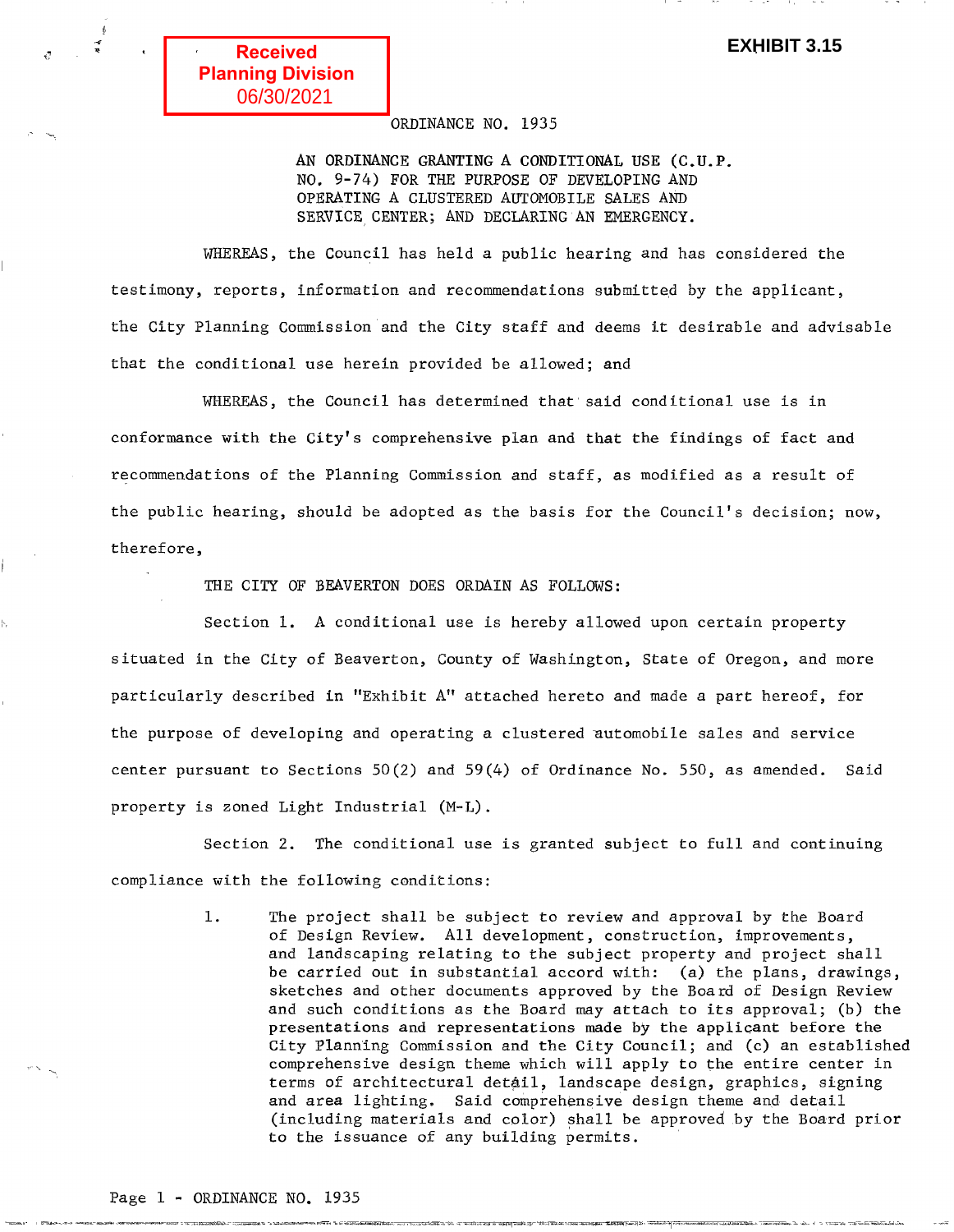Received
Planning Division
06/30/2021

**EXHIBIT 3.15**

ORDINANCE NO. 1935

AN ORDINANCE GRANTING A CONDITIONAL USE (C.U.P. NO. 9-74) FOR THE PURPOSE OF DEVELOPING AND OPERATING A CLUSTERED AUTOMOBILE SALES AND SERVICE CENTER; AND DECLARING AN EMERGENCY.

WHEREAS, the Council has held a public hearing and has considered the testimony, reports, information and recommendations submitted by the applicant, the City Planning Commission and the City staff and deems it desirable and advisable that the conditional use herein provided be allowed; and

WHEREAS, the Council has determined that said conditional use is in conformance with the City's comprehensive plan and that the findings of fact and recommendations of the Planning Commission and staff, as modified as a result of the public hearing, should be adopted as the basis for the Council's decision; now, therefore,

THE CITY OF BEAVERTON DOES ORDAIN AS FOLLOWS:

Section 1. A conditional use is hereby allowed upon certain property situated in the City of Beaverton, County of Washington, State of Oregon, and more particularly described in "Exhibit A" attached hereto and made a part hereof, for the purpose of developing and operating a clustered automobile sales and service center pursuant to Sections 50(2) and 59(4) of Ordinance No. 550, as amended. Said property is zoned Light Industrial (M-L).

Section 2. The conditional use is granted subject to full and continuing compliance with the following conditions:

1. The project shall be subject to review and approval by the Board of Design Review. All development, construction, improvements, and landscaping relating to the subject property and project shall be carried out in substantial accord with: (a) the plans, drawings, sketches and other documents approved by the Board of Design Review and such conditions as the Board may attach to its approval; (b) the presentations and representations made by the applicant before the City Planning Commission and the City Council; and (c) an established comprehensive design theme which will apply to the entire center in terms of architectural detail, landscape design, graphics, signing and area lighting. Said comprehensive design theme and detail (including materials and color) shall be approved by the Board prior to the issuance of any building permits.

Page 1 - ORDINANCE NO. 1935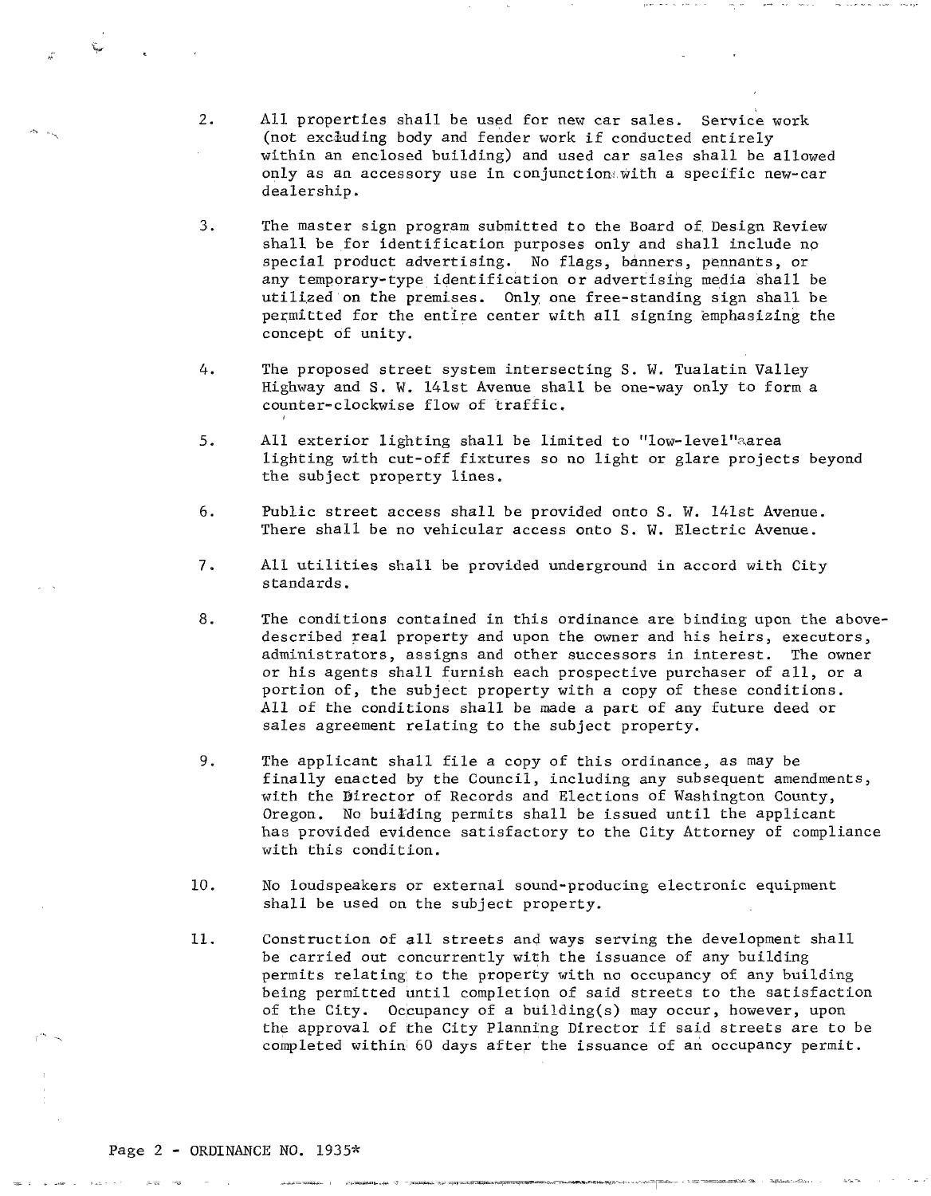2. All properties shall be used for new car sales. Service work (not excluding body and fender work if conducted entirely within an enclosed building) and used car sales shall be allowed only as an accessory use in conjunction with a specific new-car dealership.

3. The master sign program submitted to the Board of Design Review shall be for identification purposes only and shall include no special product advertising. No flags, banners, pennants, or any temporary-type identification or advertising media shall be utilized on the premises. Only one free-standing sign shall be permitted for the entire center with all signing emphasizing the concept of unity.

4. The proposed street system intersecting S. W. Tualatin Valley Highway and S. W. 141st Avenue shall be one-way only to form a counter-clockwise flow of traffic.

5. All exterior lighting shall be limited to "low-level" area lighting with cut-off fixtures so no light or glare projects beyond the subject property lines.

6. Public street access shall be provided onto S. W. 141st Avenue. There shall be no vehicular access onto S. W. Electric Avenue.

7. All utilities shall be provided underground in accord with City standards.

8. The conditions contained in this ordinance are binding upon the above-described real property and upon the owner and his heirs, executors, administrators, assigns and other successors in interest. The owner or his agents shall furnish each prospective purchaser of all, or a portion of, the subject property with a copy of these conditions. All of the conditions shall be made a part of any future deed or sales agreement relating to the subject property.

9. The applicant shall file a copy of this ordinance, as may be finally enacted by the Council, including any subsequent amendments, with the Director of Records and Elections of Washington County, Oregon. No building permits shall be issued until the applicant has provided evidence satisfactory to the City Attorney of compliance with this condition.

10. No loudspeakers or external sound-producing electronic equipment shall be used on the subject property.

11. Construction of all streets and ways serving the development shall be carried out concurrently with the issuance of any building permits relating to the property with no occupancy of any building being permitted until completion of said streets to the satisfaction of the City. Occupancy of a building(s) may occur, however, upon the approval of the City Planning Director if said streets are to be completed within 60 days after the issuance of an occupancy permit.

Page 2 - ORDINANCE NO. 1935*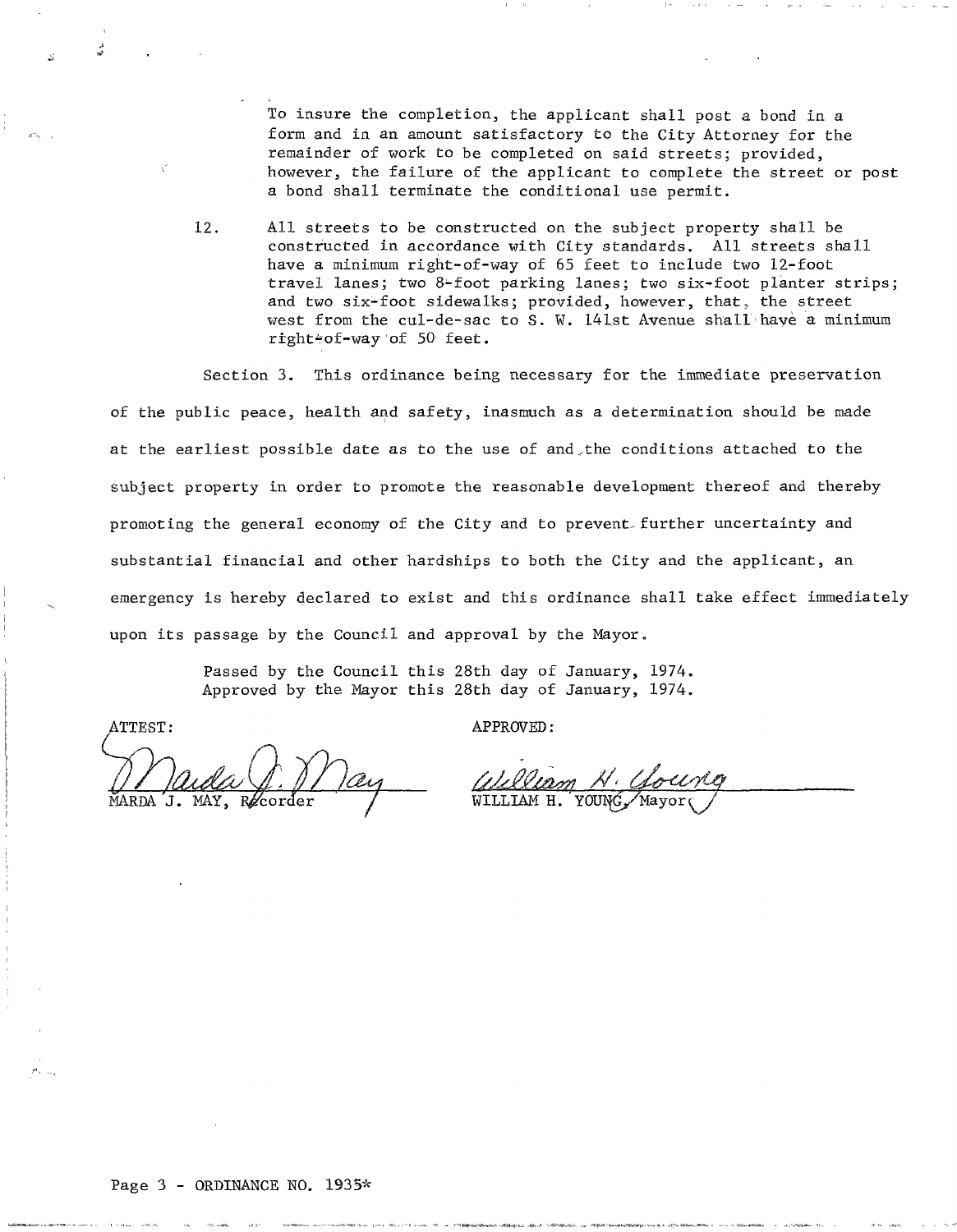To insure the completion, the applicant shall post a bond in a form and in an amount satisfactory to the City Attorney for the remainder of work to be completed on said streets; provided, however, the failure of the applicant to complete the street or post a bond shall terminate the conditional use permit.

12. All streets to be constructed on the subject property shall be constructed in accordance with City standards. All streets shall have a minimum right-of-way of 65 feet to include two 12-foot travel lanes; two 8-foot parking lanes; two six-foot planter strips; and two six-foot sidewalks; provided, however, that, the street west from the cul-de-sac to S. W. 141st Avenue shall have a minimum right-of-way of 50 feet.

Section 3. This ordinance being necessary for the immediate preservation of the public peace, health and safety, inasmuch as a determination should be made at the earliest possible date as to the use of and the conditions attached to the subject property in order to promote the reasonable development thereof and thereby promoting the general economy of the City and to prevent further uncertainty and substantial financial and other hardships to both the City and the applicant, an emergency is hereby declared to exist and this ordinance shall take effect immediately upon its passage by the Council and approval by the Mayor.

Passed by the Council this 28th day of January, 1974.
Approved by the Mayor this 28th day of January, 1974.

ATTEST:

Marda J. May

MARDA J. MAY, Recorder

APPROVED:

William H. Young

WILLIAM H. YOUNG, Mayor

Page 3 - ORDINANCE NO. 1935*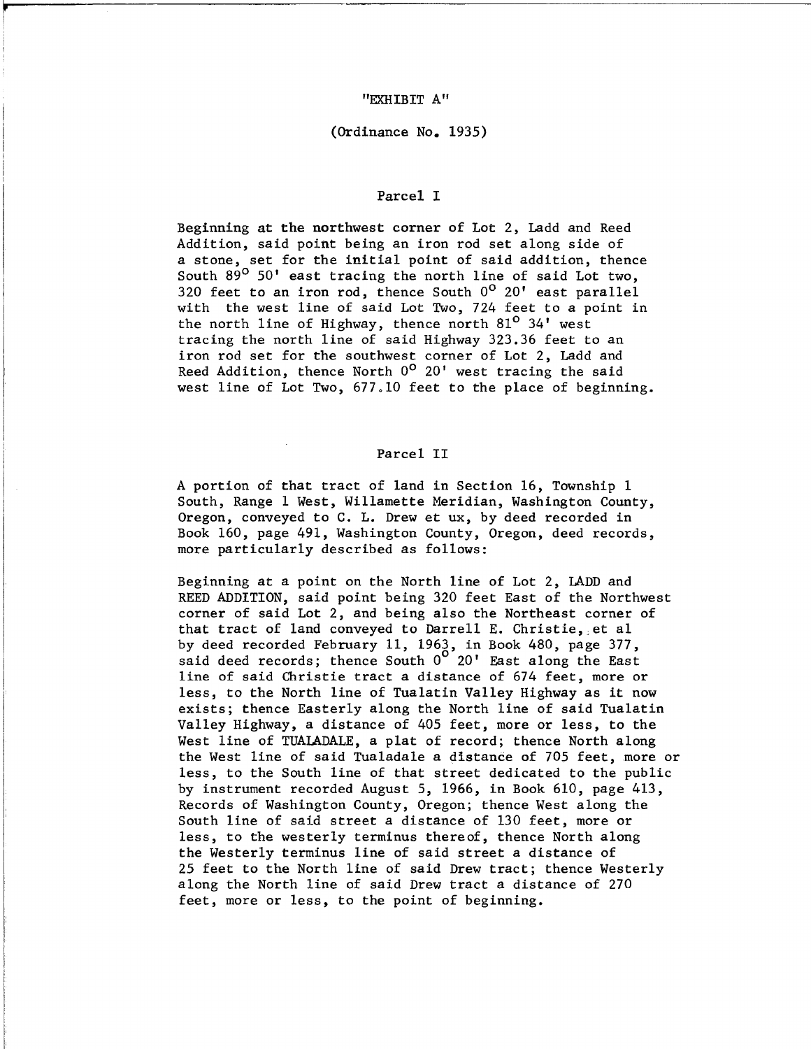"EXHIBIT A"

(Ordinance No. 1935)

## Parcel I

Beginning at the northwest corner of Lot 2, Ladd and Reed Addition, said point being an iron rod set along side of a stone, set for the initial point of said addition, thence South 89° 50' east tracing the north line of said Lot two, 320 feet to an iron rod, thence South 0° 20' east parallel with the west line of said Lot Two, 724 feet to a point in the north line of Highway, thence north 81° 34' west tracing the north line of said Highway 323.36 feet to an iron rod set for the southwest corner of Lot 2, Ladd and Reed Addition, thence North 0° 20' west tracing the said west line of Lot Two, 677.10 feet to the place of beginning.

## Parcel II

A portion of that tract of land in Section 16, Township 1 South, Range 1 West, Willamette Meridian, Washington County, Oregon, conveyed to C. L. Drew et ux, by deed recorded in Book 160, page 491, Washington County, Oregon, deed records, more particularly described as follows:

Beginning at a point on the North line of Lot 2, LADD and REED ADDITION, said point being 320 feet East of the Northwest corner of said Lot 2, and being also the Northeast corner of that tract of land conveyed to Darrell E. Christie, et al by deed recorded February 11, 1963, in Book 480, page 377, said deed records; thence South 0° 20' East along the East line of said Christie tract a distance of 674 feet, more or less, to the North line of Tualatin Valley Highway as it now exists; thence Easterly along the North line of said Tualatin Valley Highway, a distance of 405 feet, more or less, to the West line of TUALADALE, a plat of record; thence North along the West line of said Tualadale a distance of 705 feet, more or less, to the South line of that street dedicated to the public by instrument recorded August 5, 1966, in Book 610, page 413, Records of Washington County, Oregon; thence West along the South line of said street a distance of 130 feet, more or less, to the westerly terminus thereof, thence North along the Westerly terminus line of said street a distance of 25 feet to the North line of said Drew tract; thence Westerly along the North line of said Drew tract a distance of 270 feet, more or less, to the point of beginning.